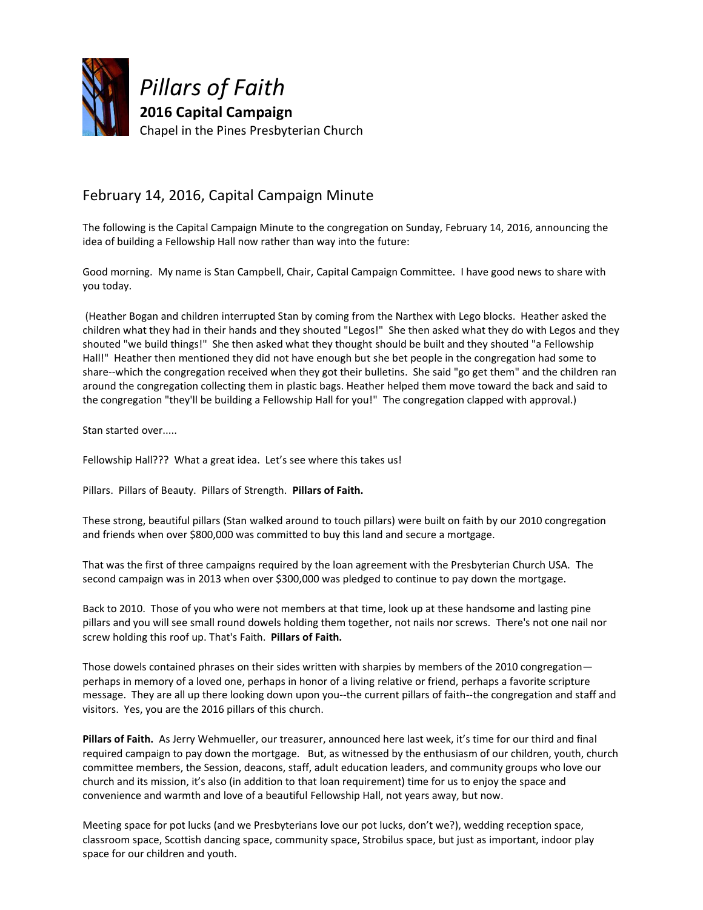*Pillars of Faith*

**2016 Capital Campaign**

Chapel in the Pines Presbyterian Church

## February 14, 2016, Capital Campaign Minute

The following is the Capital Campaign Minute to the congregation on Sunday, February 14, 2016, announcing the idea of building a Fellowship Hall now rather than way into the future:

Good morning. My name is Stan Campbell, Chair, Capital Campaign Committee. I have good news to share with you today.

(Heather Bogan and children interrupted Stan by coming from the Narthex with Lego blocks. Heather asked the children what they had in their hands and they shouted "Legos!" She then asked what they do with Legos and they shouted "we build things!" She then asked what they thought should be built and they shouted "a Fellowship Hall!" Heather then mentioned they did not have enough but she bet people in the congregation had some to share--which the congregation received when they got their bulletins. She said "go get them" and the children ran around the congregation collecting them in plastic bags. Heather helped them move toward the back and said to the congregation "they'll be building a Fellowship Hall for you!" The congregation clapped with approval.)

Stan started over.....

Fellowship Hall??? What a great idea. Let's see where this takes us!

Pillars. Pillars of Beauty. Pillars of Strength. **Pillars of Faith.**

These strong, beautiful pillars (Stan walked around to touch pillars) were built on faith by our 2010 congregation and friends when over $800,000 was committed to buy this land and secure a mortgage.

That was the first of three campaigns required by the loan agreement with the Presbyterian Church USA. The second campaign was in 2013 when over $300,000 was pledged to continue to pay down the mortgage.

Back to 2010. Those of you who were not members at that time, look up at these handsome and lasting pine pillars and you will see small round dowels holding them together, not nails nor screws. There's not one nail nor screw holding this roof up. That's Faith. **Pillars of Faith.**

Those dowels contained phrases on their sides written with sharpies by members of the 2010 congregation—perhaps in memory of a loved one, perhaps in honor of a living relative or friend, perhaps a favorite scripture message. They are all up there looking down upon you--the current pillars of faith--the congregation and staff and visitors. Yes, you are the 2016 pillars of this church.

**Pillars of Faith.** As Jerry Wehmueller, our treasurer, announced here last week, it's time for our third and final required campaign to pay down the mortgage. But, as witnessed by the enthusiasm of our children, youth, church committee members, the Session, deacons, staff, adult education leaders, and community groups who love our church and its mission, it's also (in addition to that loan requirement) time for us to enjoy the space and convenience and warmth and love of a beautiful Fellowship Hall, not years away, but now.

Meeting space for pot lucks (and we Presbyterians love our pot lucks, don't we?), wedding reception space, classroom space, Scottish dancing space, community space, Strobilus space, but just as important, indoor play space for our children and youth.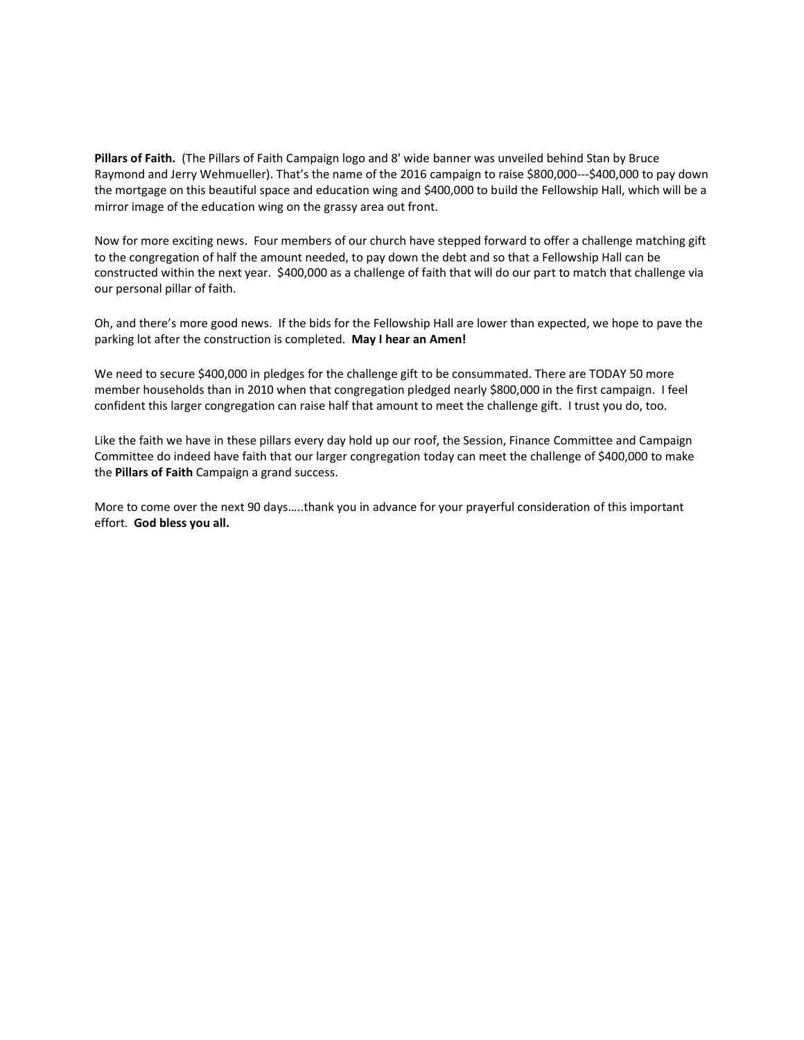**Pillars of Faith.** (The Pillars of Faith Campaign logo and 8' wide banner was unveiled behind Stan by Bruce Raymond and Jerry Wehmueller). That's the name of the 2016 campaign to raise $800,000---$400,000 to pay down the mortgage on this beautiful space and education wing and $400,000 to build the Fellowship Hall, which will be a mirror image of the education wing on the grassy area out front.

Now for more exciting news. Four members of our church have stepped forward to offer a challenge matching gift to the congregation of half the amount needed, to pay down the debt and so that a Fellowship Hall can be constructed within the next year. $400,000 as a challenge of faith that will do our part to match that challenge via our personal pillar of faith.

Oh, and there's more good news. If the bids for the Fellowship Hall are lower than expected, we hope to pave the parking lot after the construction is completed. **May I hear an Amen!**

We need to secure $400,000 in pledges for the challenge gift to be consummated. There are TODAY 50 more member households than in 2010 when that congregation pledged nearly $800,000 in the first campaign. I feel confident this larger congregation can raise half that amount to meet the challenge gift. I trust you do, too.

Like the faith we have in these pillars every day hold up our roof, the Session, Finance Committee and Campaign Committee do indeed have faith that our larger congregation today can meet the challenge of $400,000 to make the **Pillars of Faith** Campaign a grand success.

More to come over the next 90 days…..thank you in advance for your prayerful consideration of this important effort. **God bless you all.**